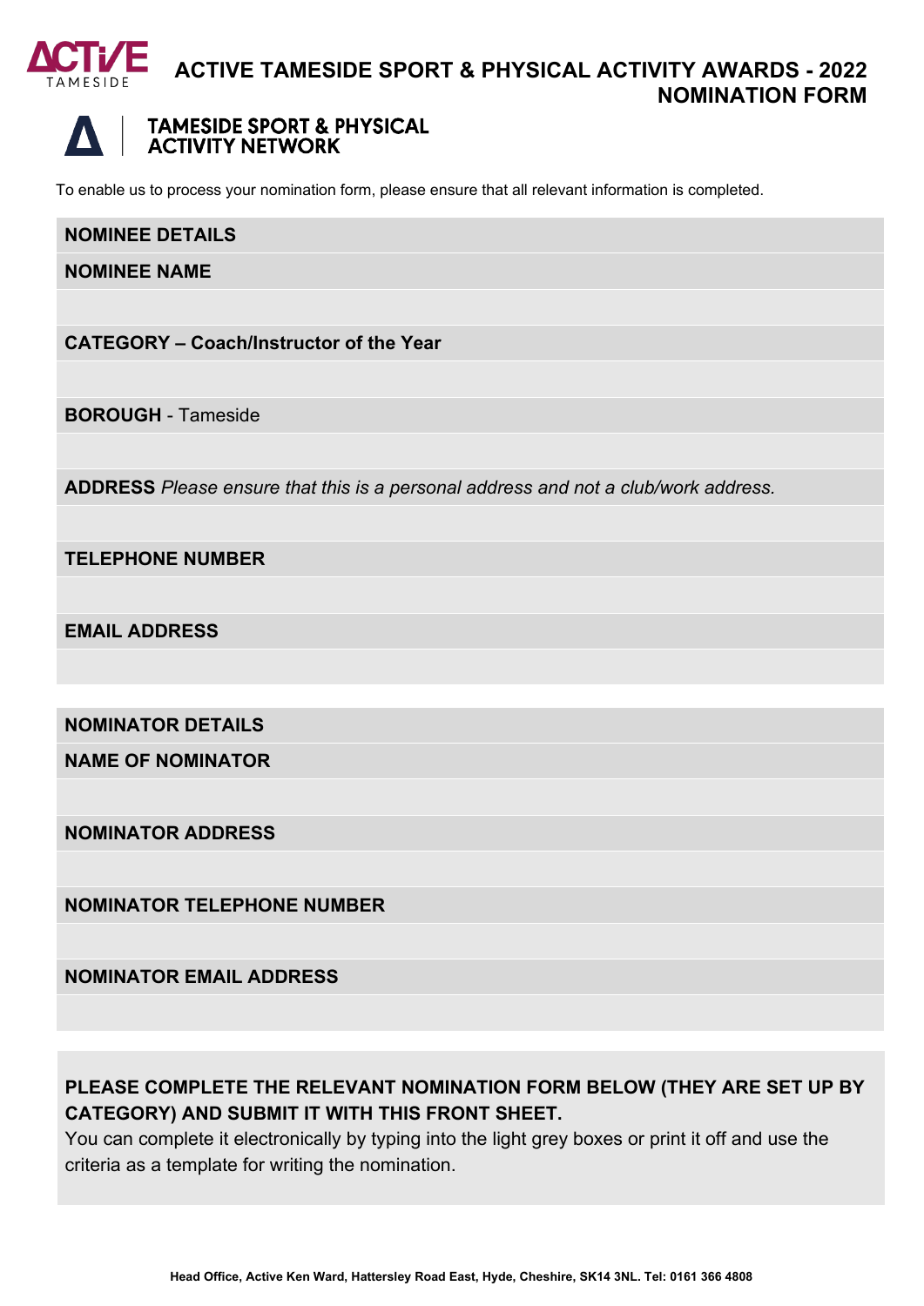# ACTIVE TAMESIDE SPORT & PHYSICAL ACTIVITY AWARDS - 2022 NOMINATION FORM

TAMESIDE SPORT & PHYSICAL ACTIVITY NETWORK

To enable us to process your nomination form, please ensure that all relevant information is completed.

## NOMINEE DETAILS

**NOMINEE NAME**

**CATEGORY – Coach/Instructor of the Year**

**BOROUGH** - Tameside

**ADDRESS** *Please ensure that this is a personal address and not a club/work address.*

**TELEPHONE NUMBER**

**EMAIL ADDRESS**

## NOMINATOR DETAILS

**NAME OF NOMINATOR**

**NOMINATOR ADDRESS**

**NOMINATOR TELEPHONE NUMBER**

**NOMINATOR EMAIL ADDRESS**

**PLEASE COMPLETE THE RELEVANT NOMINATION FORM BELOW (THEY ARE SET UP BY CATEGORY) AND SUBMIT IT WITH THIS FRONT SHEET.**
You can complete it electronically by typing into the light grey boxes or print it off and use the criteria as a template for writing the nomination.

**Head Office, Active Ken Ward, Hattersley Road East, Hyde, Cheshire, SK14 3NL. Tel: 0161 366 4808**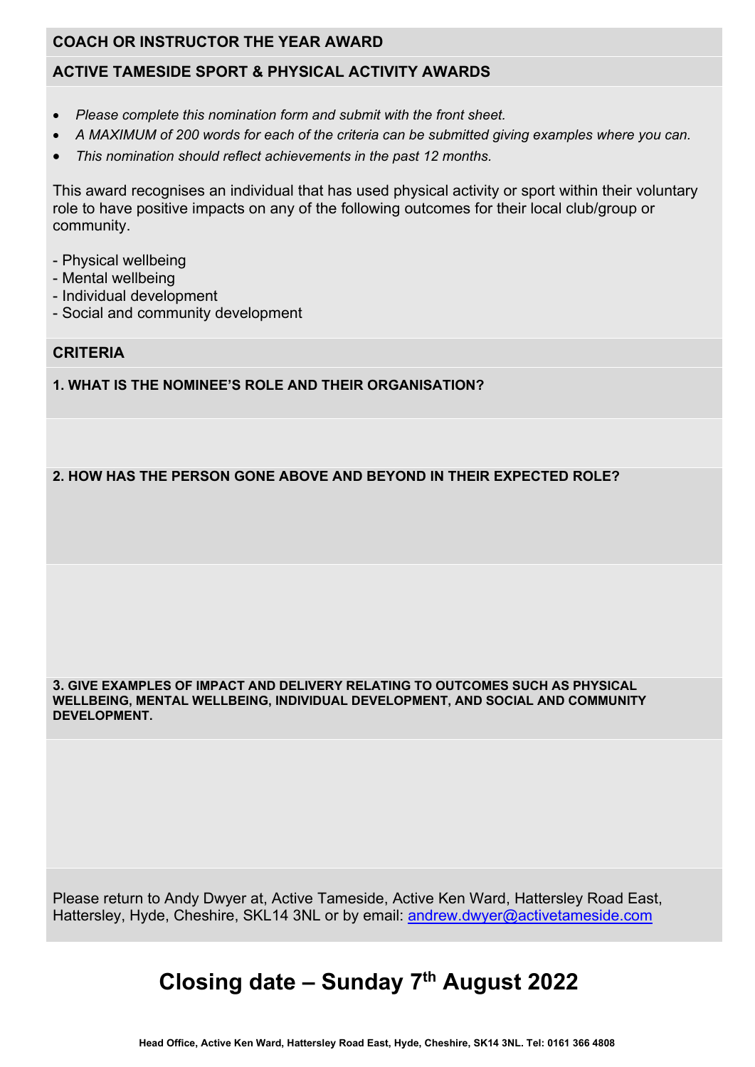## COACH OR INSTRUCTOR THE YEAR AWARD

## ACTIVE TAMESIDE SPORT & PHYSICAL ACTIVITY AWARDS

- *Please complete this nomination form and submit with the front sheet.*
- *A MAXIMUM of 200 words for each of the criteria can be submitted giving examples where you can.*
- *This nomination should reflect achievements in the past 12 months.*

This award recognises an individual that has used physical activity or sport within their voluntary role to have positive impacts on any of the following outcomes for their local club/group or community.

- Physical wellbeing
- Mental wellbeing
- Individual development
- Social and community development

### CRITERIA

**1. WHAT IS THE NOMINEE'S ROLE AND THEIR ORGANISATION?**

**2. HOW HAS THE PERSON GONE ABOVE AND BEYOND IN THEIR EXPECTED ROLE?**

**3. GIVE EXAMPLES OF IMPACT AND DELIVERY RELATING TO OUTCOMES SUCH AS PHYSICAL WELLBEING, MENTAL WELLBEING, INDIVIDUAL DEVELOPMENT, AND SOCIAL AND COMMUNITY DEVELOPMENT.**

Please return to Andy Dwyer at, Active Tameside, Active Ken Ward, Hattersley Road East, Hattersley, Hyde, Cheshire, SKL14 3NL or by email: andrew.dwyer@activetameside.com

# Closing date – Sunday 7th August 2022

**Head Office, Active Ken Ward, Hattersley Road East, Hyde, Cheshire, SK14 3NL. Tel: 0161 366 4808**